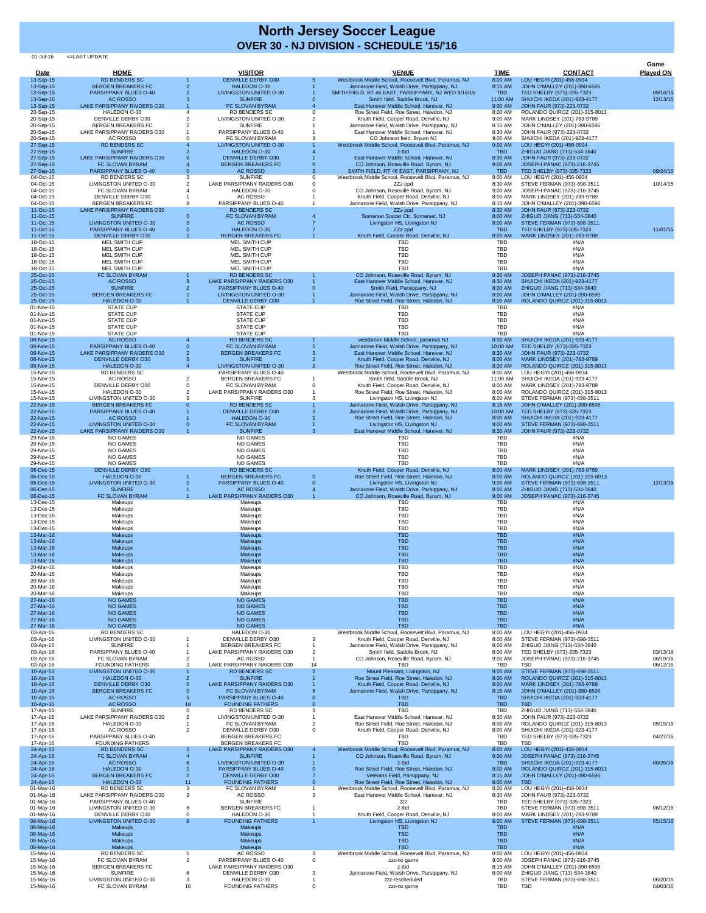# North Jersey Soccer League

## OVER 30 - NJ DIVISION - SCHEDULE '15/'16

01-Jul-16 <=LAST UPDATE

| Date | HOME | | VISITOR | | VENUE | TIME | CONTACT | Game Played ON |
|---|---|---|---|---|---|---|---|---|
| 13-Sep-15 | RD BENDERS SC | 1 | DENVILLE DERBY O30 | 5 | Westbrook Middle School, Roosevelt Blvd, Paramus, NJ | 8:00 AM | LOU HEGYI (201)-456-0934 | |
| 13-Sep-15 | BERGEN BREAKERS FC | 2 | HALEDON O-30 | 1 | Jannarone Field, Walsh Drive, Parsippany, NJ | 8:15 AM | JOHN O'MALLEY (201)-390-6596 | |
| 13-Sep-15 | PARSIPPANY BLUES O-40 | 2 | LIVINGSTON UNITED O-30 | 1 | SMITH FIELD, RT 46 EAST, PARSIPPANY, NJ WED 9/16/15 | TBD | TED SHELBY (973)-335-7323 | 09/16/15 |
| 13-Sep-15 | AC ROSSO | 3 | SUNFIRE | 0 | Smith field, Saddle Brook, NJ | 11:00 AM | SHUICHI IKEDA (201)-923-4177 | 12/13/15 |
| 13-Sep-15 | LAKE PARSIPPANY RAIDERS O30 | 1 | FC SLOVAN BYRAM | 4 | East Hanover Middle School, Hanover, NJ | 9:00 AM | JOHN FAUR (973)-223-0732 | |
| 20-Sep-15 | HALEDON O-30 | 4 | RD BENDERS SC | 0 | Roe Street Field, Roe Street, Haledon, NJ | 8:00 AM | ROLANDO QUIROZ (201)-315-8013 | |
| 20-Sep-15 | DENVILLE DERBY O30 | 2 | LIVINGSTON UNITED O-30 | 2 | Knuth Field, Cooper Road, Denville, NJ | 9:00 AM | MARK LINDSEY (201)-783-9789 | |
| 20-Sep-15 | BERGEN BREAKERS FC | 2 | SUNFIRE | 1 | Jannarone Field, Walsh Drive, Parsippany, NJ | 8:15 AM | JOHN O'MALLEY (201)-390-6596 | |
| 20-Sep-15 | LAKE PARSIPPANY RAIDERS O30 | 1 | PARSIPPANY BLUES O-40 | 1 | East Hanover Middle School, Hanover, NJ | 8:30 AM | JOHN FAUR (973)-223-0732 | |
| 20-Sep-15 | AC ROSSO | 0 | FC SLOVAN BYRAM | 3 | CO Johnson field, Bryum NJ | 9:00 AM | SHUICHI IKEDA (201)-923-4177 | |
| 27-Sep-15 | RD BENDERS SC | 4 | LIVINGSTON UNITED O-30 | 1 | Westbrook Middle School, Roosevelt Blvd, Paramus, NJ | 9:00 AM | LOU HEGYI (201)-456-0934 | |
| 27-Sep-15 | SUNFIRE | 2 | HALEDON O-30 | 4 | z-tbd | TBD | ZHIGUO JIANG (713)-534-3840 | |
| 27-Sep-15 | LAKE PARSIPPANY RAIDERS O30 | 0 | DENVILLE DERBY O30 | 1 | East Hanover Middle School, Hanover, NJ | 8:30 AM | JOHN FAUR (973)-223-0732 | |
| 27-Sep-15 | FC SLOVAN BYRAM | 4 | BERGEN BREAKERS FC | 0 | CO Johnson, Roseville Road, Byram, NJ | 9:00 AM | JOSEPH PANAC (973)-216-3745 | |
| 27-Sep-15 | PARSIPPANY BLUES O-40 | 0 | AC ROSSO | 3 | SMITH FIELD, RT 46 EAST, PARSIPPANY, NJ | TBD | TED SHELBY (973)-335-7323 | 09/24/15 |
| 04-Oct-15 | RD BENDERS SC | 3 | SUNFIRE | 0 | Westbrook Middle School, Roosevelt Blvd, Paramus, NJ | 8:00 AM | LOU HEGYI (201)-456-0934 | |
| 04-Oct-15 | LIVINGSTON UNITED O-30 | 2 | LAKE PARSIPPANY RAIDERS O30 | 0 | ZZz-ppd | 8:30 AM | STEVE FERMAN (973)-698-3511 | 10/14/15 |
| 04-Oct-15 | FC SLOVAN BYRAM | 4 | HALEDON O-30 | 0 | CO Johnson, Roseville Road, Byram, NJ | 9:00 AM | JOSEPH PANAC (973)-216-3745 | |
| 04-Oct-15 | DENVILLE DERBY O30 | 1 | AC ROSSO | 1 | Knuth Field, Cooper Road, Denville, NJ | 8:00 AM | MARK LINDSEY (201)-783-9789 | |
| 04-Oct-15 | BERGEN BREAKERS FC | 8 | PARSIPPANY BLUES O-40 | 1 | Jannarone Field, Walsh Drive, Parsippany, NJ | 8:15 AM | JOHN O'MALLEY (201)-390-6596 | |
| 11-Oct-15 | LAKE PARSIPPANY RAIDERS O30 | | RD BENDERS SC | | ZZz-ppd | 8:30 AM | JOHN FAUR (973)-223-0732 | |
| 11-Oct-15 | SUNFIRE | 0 | FC SLOVAN BYRAM | 4 | Somerset Soccer Ctr, Somerset, NJ | 8:00 AM | ZHIGUO JIANG (713)-534-3840 | |
| 11-Oct-15 | LIVINGSTON UNITED O-30 | 3 | AC ROSSO | 7 | Livingston HS, Livingston NJ | 8:00 AM | STEVE FERMAN (973)-698-3511 | |
| 11-Oct-15 | PARSIPPANY BLUES O-40 | 0 | HALEDON O-30 | 7 | ZZz-ppd | TBD | TED SHELBY (973)-335-7323 | 11/01/15 |
| 11-Oct-15 | DENVILLE DERBY O30 | 2 | BERGEN BREAKERS FC | 1 | Knuth Field, Cooper Road, Denville, NJ | 8:00 AM | MARK LINDSEY (201)-783-9789 | |
| 18-Oct-15 | MEL SMITH CUP | | MEL SMITH CUP | | TBD | TBD | #N/A | |
| 18-Oct-15 | MEL SMITH CUP | | MEL SMITH CUP | | TBD | TBD | #N/A | |
| 18-Oct-15 | MEL SMITH CUP | | MEL SMITH CUP | | TBD | TBD | #N/A | |
| 18-Oct-15 | MEL SMITH CUP | | MEL SMITH CUP | | TBD | TBD | #N/A | |
| 18-Oct-15 | MEL SMITH CUP | | MEL SMITH CUP | | TBD | TBD | #N/A | |
| 25-Oct-15 | FC SLOVAN BYRAM | 1 | RD BENDERS SC | 1 | CO Johnson, Roseville Road, Byram, NJ | 9:30 AM | JOSEPH PANAC (973)-216-3745 | |
| 25-Oct-15 | AC ROSSO | 8 | LAKE PARSIPPANY RAIDERS O30 | 1 | East Hanover Middle School, Hanover, NJ | 8:30 AM | SHUICHI IKEDA (201)-923-4177 | |
| 25-Oct-15 | SUNFIRE | 2 | PARSIPPANY BLUES O-40 | 0 | Smith Field, Parsippany, NJ | 8:00 AM | ZHIGUO JIANG (713)-534-3840 | |
| 25-Oct-15 | BERGEN BREAKERS FC | 2 | LIVINGSTON UNITED O-30 | 1 | Jannarone Field, Walsh Drive, Parsippany, NJ | 8:00 AM | JOHN O'MALLEY (201)-390-6596 | |
| 25-Oct-15 | HALEDON O-30 | 1 | DENVILLE DERBY O30 | 1 | Roe Street Field, Roe Street, Haledon, NJ | 8:00 AM | ROLANDO QUIROZ (201)-315-8013 | |
| 01-Nov-15 | STATE CUP | | STATE CUP | | TBD | TBD | #N/A | |
| 01-Nov-15 | STATE CUP | | STATE CUP | | TBD | TBD | #N/A | |
| 01-Nov-15 | STATE CUP | | STATE CUP | | TBD | TBD | #N/A | |
| 01-Nov-15 | STATE CUP | | STATE CUP | | TBD | TBD | #N/A | |
| 01-Nov-15 | STATE CUP | | STATE CUP | | TBD | TBD | #N/A | |
| 08-Nov-15 | AC ROSSO | 4 | RD BENDERS SC | 1 | westbrook Middle School, paramus NJ | 8:00 AM | SHUICHI IKEDA (201)-923-4177 | |
| 08-Nov-15 | PARSIPPANY BLUES O-40 | 0 | FC SLOVAN BYRAM | 5 | Jannarone Field, Walsh Drive, Parsippany, NJ | 10:00 AM | TED SHELBY (973)-335-7323 | |
| 08-Nov-15 | LAKE PARSIPPANY RAIDERS O30 | 2 | BERGEN BREAKERS FC | 3 | East Hanover Middle School, Hanover, NJ | 8:30 AM | JOHN FAUR (973)-223-0732 | |
| 08-Nov-15 | DENVILLE DERBY O30 | 6 | SUNFIRE | 2 | Knuth Field, Cooper Road, Denville, NJ | 8:00 AM | MARK LINDSEY (201)-783-9789 | |
| 08-Nov-15 | HALEDON O-30 | 4 | LIVINGSTON UNITED O-30 | 3 | Roe Street Field, Roe Street, Haledon, NJ | 8:00 AM | ROLANDO QUIROZ (201)-315-8013 | |
| 15-Nov-15 | RD BENDERS SC | | PARSIPPANY BLUES O-40 | | Westbrook Middle School, Roosevelt Blvd, Paramus, NJ | 8:00 AM | LOU HEGYI (201)-456-0934 | |
| 15-Nov-15 | AC ROSSO | 2 | BERGEN BREAKERS FC | 1 | Smith field, Saddle Brook, NJ | 11:00 AM | SHUICHI IKEDA (201)-923-4177 | |
| 15-Nov-15 | DENVILLE DERBY O30 | 0 | FC SLOVAN BYRAM | 0 | Knuth Field, Cooper Road, Denville, NJ | 8:00 AM | MARK LINDSEY (201)-783-9789 | |
| 15-Nov-15 | HALEDON O-30 | 2 | LAKE PARSIPPANY RAIDERS O30 | 1 | Roe Street Field, Roe Street, Haledon, NJ | 8:00 AM | ROLANDO QUIROZ (201)-315-8013 | |
| 15-Nov-15 | LIVINGSTON UNITED O-30 | 3 | SUNFIRE | 3 | Livingston HS, Livingston NJ | 8:00 AM | STEVE FERMAN (973)-698-3511 | |
| 22-Nov-15 | BERGEN BREAKERS FC | 0 | RD BENDERS SC | 1 | Jannarone Field, Walsh Drive, Parsippany, NJ | 8:15 AM | JOHN O'MALLEY (201)-390-6596 | |
| 22-Nov-15 | PARSIPPANY BLUES O-40 | 1 | DENVILLE DERBY O30 | 3 | Jannarone Field, Walsh Drive, Parsippany, NJ | 10:00 AM | TED SHELBY (973)-335-7323 | |
| 22-Nov-15 | AC ROSSO | 1 | HALEDON O-30 | 2 | Roe Street Field, Roe Street, Haledon, NJ | 8:00 AM | SHUICHI IKEDA (201)-923-4177 | |
| 22-Nov-15 | LIVINGSTON UNITED O-30 | 0 | FC SLOVAN BYRAM | 1 | Livingston HS, Livingston NJ | 9:00 AM | STEVE FERMAN (973)-698-3511 | |
| 22-Nov-15 | LAKE PARSIPPANY RAIDERS O30 | 1 | SUNFIRE | 3 | East Hanover Middle School, Hanover, NJ | 8:30 AM | JOHN FAUR (973)-223-0732 | |
| 29-Nov-15 | NO GAMES | | NO GAMES | | TBD | TBD | #N/A | |
| 29-Nov-15 | NO GAMES | | NO GAMES | | TBD | TBD | #N/A | |
| 29-Nov-15 | NO GAMES | | NO GAMES | | TBD | TBD | #N/A | |
| 29-Nov-15 | NO GAMES | | NO GAMES | | TBD | TBD | #N/A | |
| 29-Nov-15 | NO GAMES | | NO GAMES | | TBD | TBD | #N/A | |
| 06-Dec-15 | DENVILLE DERBY O30 | | RD BENDERS SC | | Knuth Field, Cooper Road, Denville, NJ | 8:00 AM | MARK LINDSEY (201)-783-9789 | |
| 06-Dec-15 | HALEDON O-30 | 1 | BERGEN BREAKERS FC | 0 | Roe Street Field, Roe Street, Haledon, NJ | 8:00 AM | ROLANDO QUIROZ (201)-315-8013 | |
| 06-Dec-15 | LIVINGSTON UNITED O-30 | 2 | PARSIPPANY BLUES O-40 | 0 | Livingston HS, Livingston NJ | 9:00 AM | STEVE FERMAN (973)-698-3511 | 12/13/15 |
| 06-Dec-15 | SUNFIRE | 1 | AC ROSSO | 4 | Jannarone Field, Walsh Drive, Parsippany, NJ | 8:00 AM | ZHIGUO JIANG (713)-534-3840 | |
| 06-Dec-15 | FC SLOVAN BYRAM | 1 | LAKE PARSIPPANY RAIDERS O30 | 1 | CO Johnson, Roseville Road, Byram, NJ | 9:00 AM | JOSEPH PANAC (973)-216-3745 | |
| 13-Dec-15 | Makeups | | Makeups | | TBD | TBD | #N/A | |
| 13-Dec-15 | Makeups | | Makeups | | TBD | TBD | #N/A | |
| 13-Dec-15 | Makeups | | Makeups | | TBD | TBD | #N/A | |
| 13-Dec-15 | Makeups | | Makeups | | TBD | TBD | #N/A | |
| 13-Dec-15 | Makeups | | Makeups | | TBD | TBD | #N/A | |
| 13-Mar-16 | Makeups | | Makeups | | TBD | TBD | #N/A | |
| 13-Mar-16 | Makeups | | Makeups | | TBD | TBD | #N/A | |
| 13-Mar-16 | Makeups | | Makeups | | TBD | TBD | #N/A | |
| 13-Mar-16 | Makeups | | Makeups | | TBD | TBD | #N/A | |
| 13-Mar-16 | Makeups | | Makeups | | TBD | TBD | #N/A | |
| 20-Mar-16 | Makeups | | Makeups | | TBD | TBD | #N/A | |
| 20-Mar-16 | Makeups | | Makeups | | TBD | TBD | #N/A | |
| 20-Mar-16 | Makeups | | Makeups | | TBD | TBD | #N/A | |
| 20-Mar-16 | Makeups | | Makeups | | TBD | TBD | #N/A | |
| 20-Mar-16 | Makeups | | Makeups | | TBD | TBD | #N/A | |
| 27-Mar-16 | NO GAMES | | NO GAMES | | TBD | TBD | #N/A | |
| 27-Mar-16 | NO GAMES | | NO GAMES | | TBD | TBD | #N/A | |
| 27-Mar-16 | NO GAMES | | NO GAMES | | TBD | TBD | #N/A | |
| 27-Mar-16 | NO GAMES | | NO GAMES | | TBD | TBD | #N/A | |
| 27-Mar-16 | NO GAMES | | NO GAMES | | TBD | TBD | #N/A | |
| 03-Apr-16 | RD BENDERS SC | | HALEDON O-30 | | Westbrook Middle School, Roosevelt Blvd, Paramus, NJ | 8:00 AM | LOU HEGYI (201)-456-0934 | |
| 03-Apr-16 | LIVINGSTON UNITED O-30 | 1 | DENVILLE DERBY O30 | 3 | Knuth Field, Cooper Road, Denville, NJ | 8:00 AM | STEVE FERMAN (973)-698-3511 | |
| 03-Apr-16 | SUNFIRE | 1 | BERGEN BREAKERS FC | 1 | Jannarone Field, Walsh Drive, Parsippany, NJ | 8:00 AM | ZHIGUO JIANG (713)-534-3840 | |
| 03-Apr-16 | PARSIPPANY BLUES O-40 | 1 | LAKE PARSIPPANY RAIDERS O30 | 2 | Smith field, Saddle Brook, NJ | 8:00 AM | TED SHELBY (973)-335-7323 | 03/13/16 |
| 03-Apr-16 | FC SLOVAN BYRAM | 2 | AC ROSSO | 1 | CO Johnson, Roseville Road, Byram, NJ | 9:00 AM | JOSEPH PANAC (973)-216-3745 | 06/19/16 |
| 03-Apr-16 | FOUNDING FATHERS | 2 | LAKE PARSIPPANY RAIDERS O30 | 14 | TBD | TBD | TBD | 06/12/16 |
| 10-Apr-16 | LIVINGSTON UNITED O-30 | 1 | RD BENDERS SC | 2 | Mount Pleasant, Livingston, NJ | 9:00 AM | STEVE FERMAN (973)-698-3511 | |
| 10-Apr-16 | HALEDON O-30 | 2 | SUNFIRE | 1 | Roe Street Field, Roe Street, Haledon, NJ | 8:00 AM | ROLANDO QUIROZ (201)-315-8013 | |
| 10-Apr-16 | DENVILLE DERBY O30 | 0 | LAKE PARSIPPANY RAIDERS O30 | 1 | Knuth Field, Cooper Road, Denville, NJ | 8:00 AM | MARK LINDSEY (201)-783-9789 | |
| 10-Apr-16 | BERGEN BREAKERS FC | 0 | FC SLOVAN BYRAM | 8 | Jannarone Field, Walsh Drive, Parsippany, NJ | 8:15 AM | JOHN O'MALLEY (201)-390-6596 | |
| 10-Apr-16 | AC ROSSO | 5 | PARSIPPANY BLUES O-40 | 0 | TBD | TBD | SHUICHI IKEDA (201)-923-4177 | |
| 10-Apr-16 | AC ROSSO | 18 | FOUNDING FATHERS | 0 | TBD | TBD | TBD | |
| 17-Apr-16 | SUNFIRE | 0 | RD BENDERS SC | 3 | TBD | TBD | ZHIGUO JIANG (713)-534-3840 | |
| 17-Apr-16 | LAKE PARSIPPANY RAIDERS O30 | 2 | LIVINGSTON UNITED O-30 | 1 | East Hanover Middle School, Hanover, NJ | 8:30 AM | JOHN FAUR (973)-223-0732 | |
| 17-Apr-16 | HALEDON O-30 | 1 | FC SLOVAN BYRAM | 2 | Roe Street Field, Roe Street, Haledon, NJ | 8:00 AM | ROLANDO QUIROZ (201)-315-8013 | 05/15/16 |
| 17-Apr-16 | AC ROSSO | 2 | DENVILLE DERBY O30 | 0 | Knuth Field, Cooper Road, Denville, NJ | 8:00 AM | SHUICHI IKEDA (201)-923-4177 | |
| 17-Apr-16 | PARSIPPANY BLUES O-40 | | BERGEN BREAKERS FC | | TBD | TBD | TED SHELBY (973)-335-7323 | 04/27/16 |
| 17-Apr-16 | FOUNDING FATHERS | | BERGEN BREAKERS FC | | TBD | TBD | TBD | |
| 24-Apr-16 | RD BENDERS SC | 5 | LAKE PARSIPPANY RAIDERS O30 | 4 | Westbrook Middle School, Roosevelt Blvd, Paramus, NJ | 8:00 AM | LOU HEGYI (201)-456-0934 | |
| 24-Apr-16 | FC SLOVAN BYRAM | 4 | SUNFIRE | 1 | CO Johnson, Roseville Road, Byram, NJ | 9:00 AM | JOSEPH PANAC (973)-216-3745 | |
| 24-Apr-16 | AC ROSSO | 6 | LIVINGSTON UNITED O-30 | 1 | z-tbd | TBD | SHUICHI IKEDA (201)-923-4177 | 06/26/16 |
| 24-Apr-16 | HALEDON O-30 | 2 | PARSIPPANY BLUES O-40 | 0 | Roe Street Field, Roe Street, Haledon, NJ | 8:00 AM | ROLANDO QUIROZ (201)-315-8013 | |
| 24-Apr-16 | BERGEN BREAKERS FC | 2 | DENVILLE DERBY O30 | 7 | Veterans Field, Parsippany, NJ | 8:15 AM | JOHN O'MALLEY (201)-390-6596 | |
| 24-Apr-16 | HALEDON O-30 | 11 | FOUNDING FATHERS | 0 | Roe Street Field, Roe Street, Haledon, NJ | 8:00 AM | TBD | |
| 01-May-16 | RD BENDERS SC | 3 | FC SLOVAN BYRAM | 1 | Westbrook Middle School, Roosevelt Blvd, Paramus, NJ | 8:00 AM | LOU HEGYI (201)-456-0934 | |
| 01-May-16 | LAKE PARSIPPANY RAIDERS O30 | 3 | AC ROSSO | 3 | East Hanover Middle School, Hanover, NJ | 8:30 AM | JOHN FAUR (973)-223-0732 | |
| 01-May-16 | PARSIPPANY BLUES O-40 | | SUNFIRE | | zzz | TBD | TED SHELBY (973)-335-7323 | |
| 01-May-16 | LIVINGSTON UNITED O-30 | 6 | BERGEN BREAKERS FC | 1 | z-tbd | TBD | STEVE FERMAN (973)-698-3511 | 06/12/16 |
| 01-May-16 | DENVILLE DERBY O30 | 0 | HALEDON O-30 | 1 | Knuth Field, Cooper Road, Denville, NJ | 8:00 AM | MARK LINDSEY (201)-783-9789 | |
| 08-May-16 | LIVINGSTON UNITED O-30 | 8 | FOUNDING FATHERS | 1 | Livingston HS, Livingston NJ | 8:00 AM | STEVE FERMAN (973)-698-3511 | 05/15/16 |
| 08-May-16 | Makeups | | Makeups | | TBD | TBD | #N/A | |
| 08-May-16 | Makeups | | Makeups | | TBD | TBD | #N/A | |
| 08-May-16 | Makeups | | Makeups | | TBD | TBD | #N/A | |
| 08-May-16 | Makeups | | Makeups | | TBD | TBD | #N/A | |
| 15-May-16 | RD BENDERS SC | 1 | AC ROSSO | 3 | Westbrook Middle School, Roosevelt Blvd, Paramus, NJ | 8:00 AM | LOU HEGYI (201)-456-0934 | |
| 15-May-16 | FC SLOVAN BYRAM | 2 | PARSIPPANY BLUES O-40 | 0 | zzz-no game | 9:00 AM | JOSEPH PANAC (973)-216-3745 | |
| 15-May-16 | BERGEN BREAKERS FC | | LAKE PARSIPPANY RAIDERS O30 | | z-tbd | 8:15 AM | JOHN O'MALLEY (201)-390-6596 | |
| 15-May-16 | SUNFIRE | 6 | DENVILLE DERBY O30 | 3 | Jannarone Field, Walsh Drive, Parsippany, NJ | 8:00 AM | ZHIGUO JIANG (713)-534-3840 | |
| 15-May-16 | LIVINGSTON UNITED O-30 | 3 | HALEDON O-30 | 1 | zzz-rescheduled | TBD | STEVE FERMAN (973)-698-3511 | 06/20/16 |
| 15-May-16 | FC SLOVAN BYRAM | 16 | FOUNDING FATHERS | 0 | zzz-no game | TBD | TBD | 04/03/16 |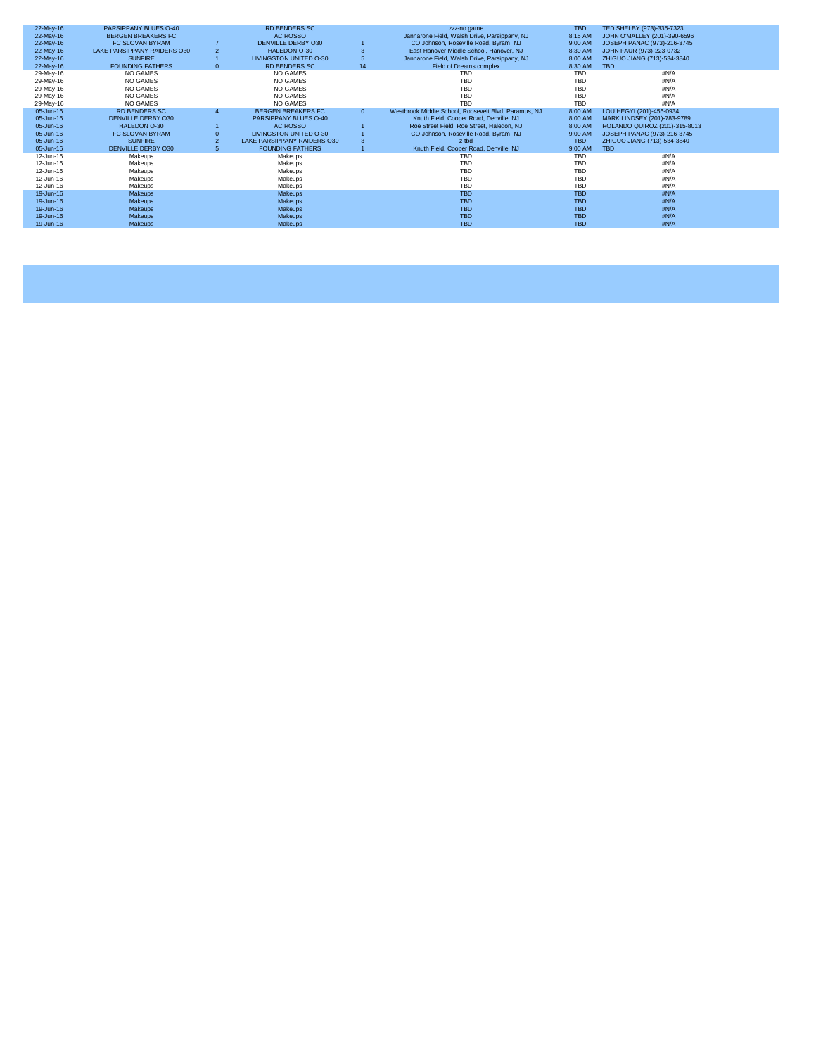| | | | | | | | |
|---|---|---|---|---|---|---|---|
| 22-May-16 | PARSIPPANY BLUES O-40 | | RD BENDERS SC | | zzz-no game | TBD | TED SHELBY (973)-335-7323 |
| 22-May-16 | BERGEN BREAKERS FC | | AC ROSSO | | Jannarone Field, Walsh Drive, Parsippany, NJ | 8:15 AM | JOHN O'MALLEY (201)-390-6596 |
| 22-May-16 | FC SLOVAN BYRAM | 7 | DENVILLE DERBY O30 | 1 | CO Johnson, Roseville Road, Byram, NJ | 9:00 AM | JOSEPH PANAC (973)-216-3745 |
| 22-May-16 | LAKE PARSIPPANY RAIDERS O30 | 2 | HALEDON O-30 | 3 | East Hanover Middle School, Hanover, NJ | 8:30 AM | JOHN FAUR (973)-223-0732 |
| 22-May-16 | SUNFIRE | 1 | LIVINGSTON UNITED O-30 | 5 | Jannarone Field, Walsh Drive, Parsippany, NJ | 8:00 AM | ZHIGUO JIANG (713)-534-3840 |
| 22-May-16 | FOUNDING FATHERS | 0 | RD BENDERS SC | 14 | Field of Dreams complex | 8:30 AM | TBD |
| 29-May-16 | NO GAMES | | NO GAMES | | TBD | TBD | #N/A |
| 29-May-16 | NO GAMES | | NO GAMES | | TBD | TBD | #N/A |
| 29-May-16 | NO GAMES | | NO GAMES | | TBD | TBD | #N/A |
| 29-May-16 | NO GAMES | | NO GAMES | | TBD | TBD | #N/A |
| 29-May-16 | NO GAMES | | NO GAMES | | TBD | TBD | #N/A |
| 05-Jun-16 | RD BENDERS SC | 4 | BERGEN BREAKERS FC | 0 | Westbrook Middle School, Roosevelt Blvd, Paramus, NJ | 8:00 AM | LOU HEGYI (201)-456-0934 |
| 05-Jun-16 | DENVILLE DERBY O30 | | PARSIPPANY BLUES O-40 | | Knuth Field, Cooper Road, Denville, NJ | 8:00 AM | MARK LINDSEY (201)-783-9789 |
| 05-Jun-16 | HALEDON O-30 | 1 | AC ROSSO | 1 | Roe Street Field, Roe Street, Haledon, NJ | 8:00 AM | ROLANDO QUIROZ (201)-315-8013 |
| 05-Jun-16 | FC SLOVAN BYRAM | 0 | LIVINGSTON UNITED O-30 | 1 | CO Johnson, Roseville Road, Byram, NJ | 9:00 AM | JOSEPH PANAC (973)-216-3745 |
| 05-Jun-16 | SUNFIRE | 2 | LAKE PARSIPPANY RAIDERS O30 | 3 | z-tbd | TBD | ZHIGUO JIANG (713)-534-3840 |
| 05-Jun-16 | DENVILLE DERBY O30 | 5 | FOUNDING FATHERS | 1 | Knuth Field, Cooper Road, Denville, NJ | 9:00 AM | TBD |
| 12-Jun-16 | Makeups | | Makeups | | TBD | TBD | #N/A |
| 12-Jun-16 | Makeups | | Makeups | | TBD | TBD | #N/A |
| 12-Jun-16 | Makeups | | Makeups | | TBD | TBD | #N/A |
| 12-Jun-16 | Makeups | | Makeups | | TBD | TBD | #N/A |
| 12-Jun-16 | Makeups | | Makeups | | TBD | TBD | #N/A |
| 19-Jun-16 | Makeups | | Makeups | | TBD | TBD | #N/A |
| 19-Jun-16 | Makeups | | Makeups | | TBD | TBD | #N/A |
| 19-Jun-16 | Makeups | | Makeups | | TBD | TBD | #N/A |
| 19-Jun-16 | Makeups | | Makeups | | TBD | TBD | #N/A |
| 19-Jun-16 | Makeups | | Makeups | | TBD | TBD | #N/A |